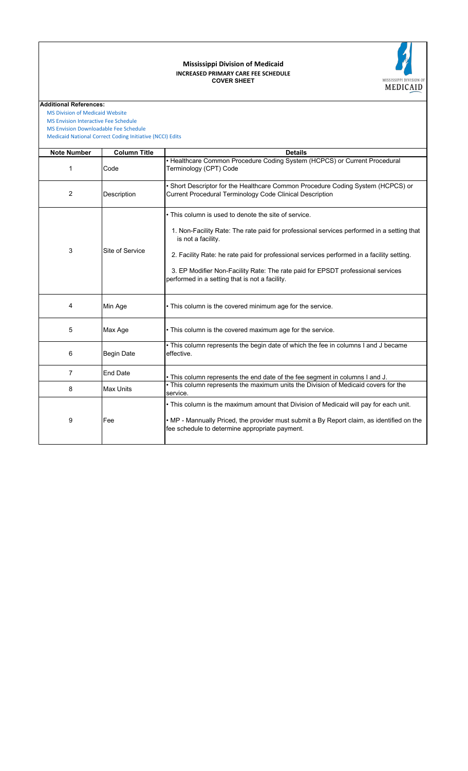# Mississippi Division of Medicaid

## INCREASED PRIMARY CARE FEE SCHEDULE

### COVER SHEET

**Additional References:**

MS Division of Medicaid Website
MS Envision Interactive Fee Schedule
MS Envision Downloadable Fee Schedule
Medicaid National Correct Coding Initiative (NCCI) Edits

| Note Number | Column Title | Details |
|---|---|---|
| 1 | Code | • Healthcare Common Procedure Coding System (HCPCS) or Current Procedural Terminology (CPT) Code |
| 2 | Description | • Short Descriptor for the Healthcare Common Procedure Coding System (HCPCS) or Current Procedural Terminology Code Clinical Description |
| 3 | Site of Service | • This column is used to denote the site of service.<br><br>1. Non-Facility Rate: The rate paid for professional services performed in a setting that is not a facility.<br><br>2. Facility Rate: he rate paid for professional services performed in a facility setting.<br><br>3. EP Modifier Non-Facility Rate: The rate paid for EPSDT professional services performed in a setting that is not a facility. |
| 4 | Min Age | • This column is the covered minimum age for the service. |
| 5 | Max Age | • This column is the covered maximum age for the service. |
| 6 | Begin Date | • This column represents the begin date of which the fee in columns I and J became effective. |
| 7 | End Date | • This column represents the end date of the fee segment in columns I and J. |
| 8 | Max Units | • This column represents the maximum units the Division of Medicaid covers for the service. |
| 9 | Fee | • This column is the maximum amount that Division of Medicaid will pay for each unit.<br><br>• MP - Mannually Priced, the provider must submit a By Report claim, as identified on the fee schedule to determine appropriate payment. |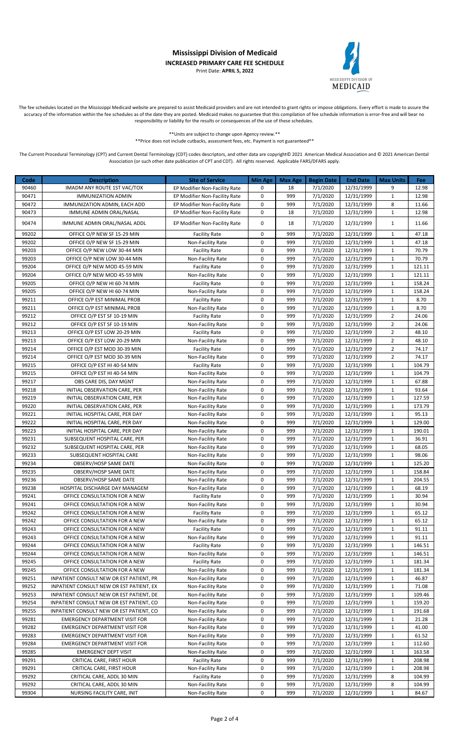# Mississippi Division of Medicaid

**INCREASED PRIMARY CARE FEE SCHEDULE**

Print Date: **APRIL 5, 2022**

The fee schedules located on the Mississippi Medicaid website are prepared to assist Medicaid providers and are not intended to grant rights or impose obligations. Every effort is made to assure the accuracy of the information within the fee schedules as of the date they are posted. Medicaid makes no guarantee that this compilation of fee schedule information is error-free and will bear no responsibility or liability for the results or consequences of the use of these schedules.

**Units are subject to change upon Agency review.**

**Price does not include cutbacks, assessment fees, etc. Payment is not guaranteed**

The Current Procedural Terminology (CPT) and Current Dental Terminology (CDT) codes descriptors, and other data are copyright© 2021 American Medical Association and © 2021 American Dental Association (or such other date publication of CPT and CDT). All rights reserved. Applicable FARS/DFARS apply.

| Code | Description | Site of Service | Min Age | Max Age | Begin Date | End Date | Max Units | Fee |
|---|---|---|---|---|---|---|---|---|
| 90460 | IMADM ANY ROUTE 1ST VAC/TOX | EP Modifier Non-Facility Rate | 0 | 18 | 7/1/2020 | 12/31/1999 | 9 | 12.98 |
| 90471 | IMMUNIZATION ADMIN | EP Modifier Non-Facility Rate | 0 | 999 | 7/1/2020 | 12/31/1999 | 1 | 12.98 |
| 90472 | IMMUNIZATION ADMIN, EACH ADD | EP Modifier Non-Facility Rate | 0 | 999 | 7/1/2020 | 12/31/1999 | 8 | 11.66 |
| 90473 | IMMUNE ADMIN ORAL/NASAL | EP Modifier Non-Facility Rate | 0 | 18 | 7/1/2020 | 12/31/1999 | 1 | 12.98 |
| 90474 | IMMUNE ADMIN ORAL/NASAL ADDL | EP Modifier Non-Facility Rate | 0 | 18 | 7/1/2020 | 12/31/1999 | 1 | 11.66 |
| 99202 | OFFICE O/P NEW SF 15-29 MIN | Facility Rate | 0 | 999 | 7/1/2020 | 12/31/1999 | 1 | 47.18 |
| 99202 | OFFICE O/P NEW SF 15-29 MIN | Non-Facility Rate | 0 | 999 | 7/1/2020 | 12/31/1999 | 1 | 47.18 |
| 99203 | OFFICE O/P NEW LOW 30-44 MIN | Facility Rate | 0 | 999 | 7/1/2020 | 12/31/1999 | 1 | 70.79 |
| 99203 | OFFICE O/P NEW LOW 30-44 MIN | Non-Facility Rate | 0 | 999 | 7/1/2020 | 12/31/1999 | 1 | 70.79 |
| 99204 | OFFICE O/P NEW MOD 45-59 MIN | Facility Rate | 0 | 999 | 7/1/2020 | 12/31/1999 | 1 | 121.11 |
| 99204 | OFFICE O/P NEW MOD 45-59 MIN | Non-Facility Rate | 0 | 999 | 7/1/2020 | 12/31/1999 | 1 | 121.11 |
| 99205 | OFFICE O/P NEW HI 60-74 MIN | Facility Rate | 0 | 999 | 7/1/2020 | 12/31/1999 | 1 | 158.24 |
| 99205 | OFFICE O/P NEW HI 60-74 MIN | Non-Facility Rate | 0 | 999 | 7/1/2020 | 12/31/1999 | 1 | 158.24 |
| 99211 | OFFICE O/P EST MINIMAL PROB | Facility Rate | 0 | 999 | 7/1/2020 | 12/31/1999 | 1 | 8.70 |
| 99211 | OFFICE O/P EST MINIMAL PROB | Non-Facility Rate | 0 | 999 | 7/1/2020 | 12/31/1999 | 1 | 8.70 |
| 99212 | OFFICE O/P EST SF 10-19 MIN | Facility Rate | 0 | 999 | 7/1/2020 | 12/31/1999 | 2 | 24.06 |
| 99212 | OFFICE O/P EST SF 10-19 MIN | Non-Facility Rate | 0 | 999 | 7/1/2020 | 12/31/1999 | 2 | 24.06 |
| 99213 | OFFICE O/P EST LOW 20-29 MIN | Facility Rate | 0 | 999 | 7/1/2020 | 12/31/1999 | 2 | 48.10 |
| 99213 | OFFICE O/P EST LOW 20-29 MIN | Non-Facility Rate | 0 | 999 | 7/1/2020 | 12/31/1999 | 2 | 48.10 |
| 99214 | OFFICE O/P EST MOD 30-39 MIN | Facility Rate | 0 | 999 | 7/1/2020 | 12/31/1999 | 2 | 74.17 |
| 99214 | OFFICE O/P EST MOD 30-39 MIN | Non-Facility Rate | 0 | 999 | 7/1/2020 | 12/31/1999 | 2 | 74.17 |
| 99215 | OFFICE O/P EST HI 40-54 MIN | Facility Rate | 0 | 999 | 7/1/2020 | 12/31/1999 | 1 | 104.79 |
| 99215 | OFFICE O/P EST HI 40-54 MIN | Non-Facility Rate | 0 | 999 | 7/1/2020 | 12/31/1999 | 1 | 104.79 |
| 99217 | OBS CARE DIS, DAY MGNT | Non-Facility Rate | 0 | 999 | 7/1/2020 | 12/31/1999 | 1 | 67.88 |
| 99218 | INITIAL OBSERVATION CARE, PER | Non-Facility Rate | 0 | 999 | 7/1/2020 | 12/31/1999 | 1 | 93.64 |
| 99219 | INITIAL OBSERVATION CARE, PER | Non-Facility Rate | 0 | 999 | 7/1/2020 | 12/31/1999 | 1 | 127.59 |
| 99220 | INITIAL OBSERVATION CARE, PER | Non-Facility Rate | 0 | 999 | 7/1/2020 | 12/31/1999 | 1 | 173.79 |
| 99221 | INITIAL HOSPITAL CARE, PER DAY | Non-Facility Rate | 0 | 999 | 7/1/2020 | 12/31/1999 | 1 | 95.13 |
| 99222 | INITIAL HOSPITAL CARE, PER DAY | Non-Facility Rate | 0 | 999 | 7/1/2020 | 12/31/1999 | 1 | 129.00 |
| 99223 | INITIAL HOSPITAL CARE, PER DAY | Non-Facility Rate | 0 | 999 | 7/1/2020 | 12/31/1999 | 1 | 190.01 |
| 99231 | SUBSEQUENT HOSPITAL CARE, PER | Non-Facility Rate | 0 | 999 | 7/1/2020 | 12/31/1999 | 1 | 36.91 |
| 99232 | SUBSEQUENT HOSPITAL CARE, PER | Non-Facility Rate | 0 | 999 | 7/1/2020 | 12/31/1999 | 1 | 68.05 |
| 99233 | SUBSEQUENT HOSPITAL CARE | Non-Facility Rate | 0 | 999 | 7/1/2020 | 12/31/1999 | 1 | 98.06 |
| 99234 | OBSERV/HOSP SAME DATE | Non-Facility Rate | 0 | 999 | 7/1/2020 | 12/31/1999 | 1 | 125.20 |
| 99235 | OBSERV/HOSP SAME DATE | Non-Facility Rate | 0 | 999 | 7/1/2020 | 12/31/1999 | 1 | 158.84 |
| 99236 | OBSERV/HOSP SAME DATE | Non-Facility Rate | 0 | 999 | 7/1/2020 | 12/31/1999 | 1 | 204.55 |
| 99238 | HOSPITAL DISCHARGE DAY MANAGEM | Non-Facility Rate | 0 | 999 | 7/1/2020 | 12/31/1999 | 1 | 68.19 |
| 99241 | OFFICE CONSULTATION FOR A NEW | Facility Rate | 0 | 999 | 7/1/2020 | 12/31/1999 | 1 | 30.94 |
| 99241 | OFFICE CONSULTATION FOR A NEW | Non-Facility Rate | 0 | 999 | 7/1/2020 | 12/31/1999 | 1 | 30.94 |
| 99242 | OFFICE CONSULTATION FOR A NEW | Facility Rate | 0 | 999 | 7/1/2020 | 12/31/1999 | 1 | 65.12 |
| 99242 | OFFICE CONSULTATION FOR A NEW | Non-Facility Rate | 0 | 999 | 7/1/2020 | 12/31/1999 | 1 | 65.12 |
| 99243 | OFFICE CONSULTATION FOR A NEW | Facility Rate | 0 | 999 | 7/1/2020 | 12/31/1999 | 1 | 91.11 |
| 99243 | OFFICE CONSULTATION FOR A NEW | Non-Facility Rate | 0 | 999 | 7/1/2020 | 12/31/1999 | 1 | 91.11 |
| 99244 | OFFICE CONSULTATION FOR A NEW | Facility Rate | 0 | 999 | 7/1/2020 | 12/31/1999 | 1 | 146.51 |
| 99244 | OFFICE CONSULTATION FOR A NEW | Non-Facility Rate | 0 | 999 | 7/1/2020 | 12/31/1999 | 1 | 146.51 |
| 99245 | OFFICE CONSULTATION FOR A NEW | Facility Rate | 0 | 999 | 7/1/2020 | 12/31/1999 | 1 | 181.34 |
| 99245 | OFFICE CONSULTATION FOR A NEW | Non-Facility Rate | 0 | 999 | 7/1/2020 | 12/31/1999 | 1 | 181.34 |
| 99251 | INPATIENT CONSULT NEW OR EST PATIENT, PR | Non-Facility Rate | 0 | 999 | 7/1/2020 | 12/31/1999 | 1 | 46.87 |
| 99252 | INPATIENT CONSULT NEW OR EST PATIENT, EX | Non-Facility Rate | 0 | 999 | 7/1/2020 | 12/31/1999 | 1 | 71.08 |
| 99253 | INPATIENT CONSULT NEW OR EST PATIENT, DE | Non-Facility Rate | 0 | 999 | 7/1/2020 | 12/31/1999 | 1 | 109.46 |
| 99254 | INPATIENT CONSULT NEW OR EST PATIENT, CO | Non-Facility Rate | 0 | 999 | 7/1/2020 | 12/31/1999 | 1 | 159.20 |
| 99255 | INPATIENT CONSULT NEW OR EST PATIENT, CO | Non-Facility Rate | 0 | 999 | 7/1/2020 | 12/31/1999 | 1 | 191.68 |
| 99281 | EMERGENCY DEPARTMENT VISIT FOR | Non-Facility Rate | 0 | 999 | 7/1/2020 | 12/31/1999 | 1 | 21.28 |
| 99282 | EMERGENCY DEPARTMENT VISIT FOR | Non-Facility Rate | 0 | 999 | 7/1/2020 | 12/31/1999 | 1 | 41.00 |
| 99283 | EMERGENCY DEPARTMENT VISIT FOR | Non-Facility Rate | 0 | 999 | 7/1/2020 | 12/31/1999 | 1 | 61.52 |
| 99284 | EMERGENCY DEPARTMENT VISIT FOR | Non-Facility Rate | 0 | 999 | 7/1/2020 | 12/31/1999 | 1 | 112.60 |
| 99285 | EMERGENCY DEPT VISIT | Non-Facility Rate | 0 | 999 | 7/1/2020 | 12/31/1999 | 1 | 163.58 |
| 99291 | CRITICAL CARE, FIRST HOUR | Facility Rate | 0 | 999 | 7/1/2020 | 12/31/1999 | 1 | 208.98 |
| 99291 | CRITICAL CARE, FIRST HOUR | Non-Facility Rate | 0 | 999 | 7/1/2020 | 12/31/1999 | 1 | 208.98 |
| 99292 | CRITICAL CARE, ADDL 30 MIN | Facility Rate | 0 | 999 | 7/1/2020 | 12/31/1999 | 8 | 104.99 |
| 99292 | CRITICAL CARE, ADDL 30 MIN | Non-Facility Rate | 0 | 999 | 7/1/2020 | 12/31/1999 | 8 | 104.99 |
| 99304 | NURSING FACILITY CARE, INIT | Non-Facility Rate | 0 | 999 | 7/1/2020 | 12/31/1999 | 1 | 84.67 |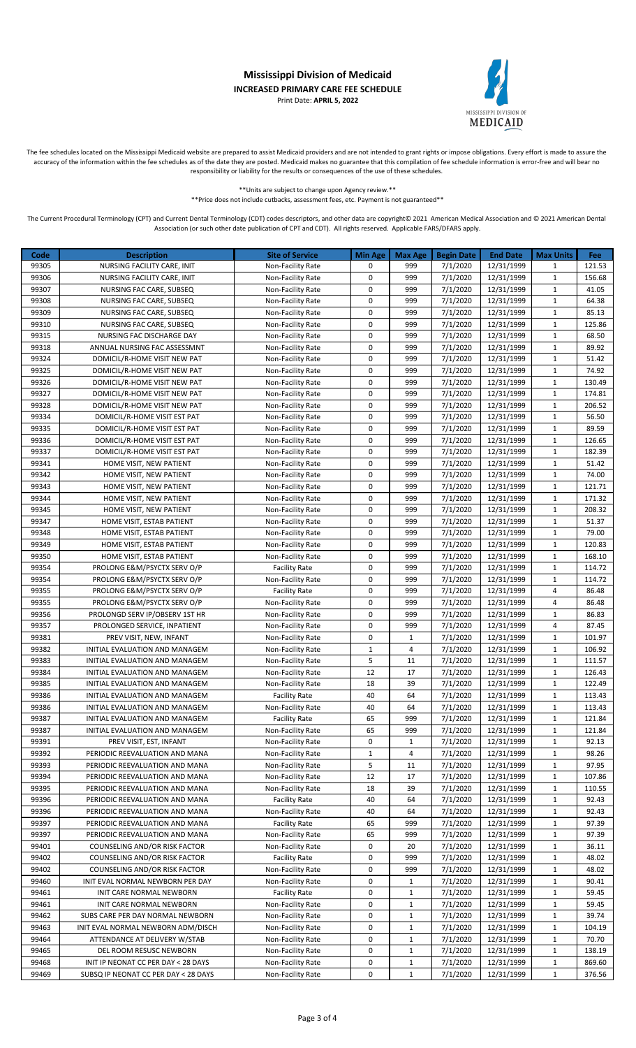# Mississippi Division of Medicaid

**INCREASED PRIMARY CARE FEE SCHEDULE**

Print Date: **APRIL 5, 2022**

The fee schedules located on the Mississippi Medicaid website are prepared to assist Medicaid providers and are not intended to grant rights or impose obligations. Every effort is made to assure the accuracy of the information within the fee schedules as of the date they are posted. Medicaid makes no guarantee that this compilation of fee schedule information is error-free and will bear no responsibility or liability for the results or consequences of the use of these schedules.

**Units are subject to change upon Agency review.**

**Price does not include cutbacks, assessment fees, etc. Payment is not guaranteed**

The Current Procedural Terminology (CPT) and Current Dental Terminology (CDT) codes descriptors, and other data are copyright© 2021 American Medical Association and © 2021 American Dental Association (or such other date publication of CPT and CDT). All rights reserved. Applicable FARS/DFARS apply.

| Code | Description | Site of Service | Min Age | Max Age | Begin Date | End Date | Max Units | Fee |
|---|---|---|---|---|---|---|---|---|
| 99305 | NURSING FACILITY CARE, INIT | Non-Facility Rate | 0 | 999 | 7/1/2020 | 12/31/1999 | 1 | 121.53 |
| 99306 | NURSING FACILITY CARE, INIT | Non-Facility Rate | 0 | 999 | 7/1/2020 | 12/31/1999 | 1 | 156.68 |
| 99307 | NURSING FAC CARE, SUBSEQ | Non-Facility Rate | 0 | 999 | 7/1/2020 | 12/31/1999 | 1 | 41.05 |
| 99308 | NURSING FAC CARE, SUBSEQ | Non-Facility Rate | 0 | 999 | 7/1/2020 | 12/31/1999 | 1 | 64.38 |
| 99309 | NURSING FAC CARE, SUBSEQ | Non-Facility Rate | 0 | 999 | 7/1/2020 | 12/31/1999 | 1 | 85.13 |
| 99310 | NURSING FAC CARE, SUBSEQ | Non-Facility Rate | 0 | 999 | 7/1/2020 | 12/31/1999 | 1 | 125.86 |
| 99315 | NURSING FAC DISCHARGE DAY | Non-Facility Rate | 0 | 999 | 7/1/2020 | 12/31/1999 | 1 | 68.50 |
| 99318 | ANNUAL NURSING FAC ASSESSMNT | Non-Facility Rate | 0 | 999 | 7/1/2020 | 12/31/1999 | 1 | 89.92 |
| 99324 | DOMICIL/R-HOME VISIT NEW PAT | Non-Facility Rate | 0 | 999 | 7/1/2020 | 12/31/1999 | 1 | 51.42 |
| 99325 | DOMICIL/R-HOME VISIT NEW PAT | Non-Facility Rate | 0 | 999 | 7/1/2020 | 12/31/1999 | 1 | 74.92 |
| 99326 | DOMICIL/R-HOME VISIT NEW PAT | Non-Facility Rate | 0 | 999 | 7/1/2020 | 12/31/1999 | 1 | 130.49 |
| 99327 | DOMICIL/R-HOME VISIT NEW PAT | Non-Facility Rate | 0 | 999 | 7/1/2020 | 12/31/1999 | 1 | 174.81 |
| 99328 | DOMICIL/R-HOME VISIT NEW PAT | Non-Facility Rate | 0 | 999 | 7/1/2020 | 12/31/1999 | 1 | 206.52 |
| 99334 | DOMICIL/R-HOME VISIT EST PAT | Non-Facility Rate | 0 | 999 | 7/1/2020 | 12/31/1999 | 1 | 56.50 |
| 99335 | DOMICIL/R-HOME VISIT EST PAT | Non-Facility Rate | 0 | 999 | 7/1/2020 | 12/31/1999 | 1 | 89.59 |
| 99336 | DOMICIL/R-HOME VISIT EST PAT | Non-Facility Rate | 0 | 999 | 7/1/2020 | 12/31/1999 | 1 | 126.65 |
| 99337 | DOMICIL/R-HOME VISIT EST PAT | Non-Facility Rate | 0 | 999 | 7/1/2020 | 12/31/1999 | 1 | 182.39 |
| 99341 | HOME VISIT, NEW PATIENT | Non-Facility Rate | 0 | 999 | 7/1/2020 | 12/31/1999 | 1 | 51.42 |
| 99342 | HOME VISIT, NEW PATIENT | Non-Facility Rate | 0 | 999 | 7/1/2020 | 12/31/1999 | 1 | 74.00 |
| 99343 | HOME VISIT, NEW PATIENT | Non-Facility Rate | 0 | 999 | 7/1/2020 | 12/31/1999 | 1 | 121.71 |
| 99344 | HOME VISIT, NEW PATIENT | Non-Facility Rate | 0 | 999 | 7/1/2020 | 12/31/1999 | 1 | 171.32 |
| 99345 | HOME VISIT, NEW PATIENT | Non-Facility Rate | 0 | 999 | 7/1/2020 | 12/31/1999 | 1 | 208.32 |
| 99347 | HOME VISIT, ESTAB PATIENT | Non-Facility Rate | 0 | 999 | 7/1/2020 | 12/31/1999 | 1 | 51.37 |
| 99348 | HOME VISIT, ESTAB PATIENT | Non-Facility Rate | 0 | 999 | 7/1/2020 | 12/31/1999 | 1 | 79.00 |
| 99349 | HOME VISIT, ESTAB PATIENT | Non-Facility Rate | 0 | 999 | 7/1/2020 | 12/31/1999 | 1 | 120.83 |
| 99350 | HOME VISIT, ESTAB PATIENT | Non-Facility Rate | 0 | 999 | 7/1/2020 | 12/31/1999 | 1 | 168.10 |
| 99354 | PROLONG E&M/PSYCTX SERV O/P | Facility Rate | 0 | 999 | 7/1/2020 | 12/31/1999 | 1 | 114.72 |
| 99354 | PROLONG E&M/PSYCTX SERV O/P | Non-Facility Rate | 0 | 999 | 7/1/2020 | 12/31/1999 | 1 | 114.72 |
| 99355 | PROLONG E&M/PSYCTX SERV O/P | Facility Rate | 0 | 999 | 7/1/2020 | 12/31/1999 | 4 | 86.48 |
| 99355 | PROLONG E&M/PSYCTX SERV O/P | Non-Facility Rate | 0 | 999 | 7/1/2020 | 12/31/1999 | 4 | 86.48 |
| 99356 | PROLONGD SERV IP/OBSERV 1ST HR | Non-Facility Rate | 0 | 999 | 7/1/2020 | 12/31/1999 | 1 | 86.83 |
| 99357 | PROLONGED SERVICE, INPATIENT | Non-Facility Rate | 0 | 999 | 7/1/2020 | 12/31/1999 | 4 | 87.45 |
| 99381 | PREV VISIT, NEW, INFANT | Non-Facility Rate | 0 | 1 | 7/1/2020 | 12/31/1999 | 1 | 101.97 |
| 99382 | INITIAL EVALUATION AND MANAGEM | Non-Facility Rate | 1 | 4 | 7/1/2020 | 12/31/1999 | 1 | 106.92 |
| 99383 | INITIAL EVALUATION AND MANAGEM | Non-Facility Rate | 5 | 11 | 7/1/2020 | 12/31/1999 | 1 | 111.57 |
| 99384 | INITIAL EVALUATION AND MANAGEM | Non-Facility Rate | 12 | 17 | 7/1/2020 | 12/31/1999 | 1 | 126.43 |
| 99385 | INITIAL EVALUATION AND MANAGEM | Non-Facility Rate | 18 | 39 | 7/1/2020 | 12/31/1999 | 1 | 122.49 |
| 99386 | INITIAL EVALUATION AND MANAGEM | Facility Rate | 40 | 64 | 7/1/2020 | 12/31/1999 | 1 | 113.43 |
| 99386 | INITIAL EVALUATION AND MANAGEM | Non-Facility Rate | 40 | 64 | 7/1/2020 | 12/31/1999 | 1 | 113.43 |
| 99387 | INITIAL EVALUATION AND MANAGEM | Facility Rate | 65 | 999 | 7/1/2020 | 12/31/1999 | 1 | 121.84 |
| 99387 | INITIAL EVALUATION AND MANAGEM | Non-Facility Rate | 65 | 999 | 7/1/2020 | 12/31/1999 | 1 | 121.84 |
| 99391 | PREV VISIT, EST, INFANT | Non-Facility Rate | 0 | 1 | 7/1/2020 | 12/31/1999 | 1 | 92.13 |
| 99392 | PERIODIC REEVALUATION AND MANA | Non-Facility Rate | 1 | 4 | 7/1/2020 | 12/31/1999 | 1 | 98.26 |
| 99393 | PERIODIC REEVALUATION AND MANA | Non-Facility Rate | 5 | 11 | 7/1/2020 | 12/31/1999 | 1 | 97.95 |
| 99394 | PERIODIC REEVALUATION AND MANA | Non-Facility Rate | 12 | 17 | 7/1/2020 | 12/31/1999 | 1 | 107.86 |
| 99395 | PERIODIC REEVALUATION AND MANA | Non-Facility Rate | 18 | 39 | 7/1/2020 | 12/31/1999 | 1 | 110.55 |
| 99396 | PERIODIC REEVALUATION AND MANA | Facility Rate | 40 | 64 | 7/1/2020 | 12/31/1999 | 1 | 92.43 |
| 99396 | PERIODIC REEVALUATION AND MANA | Non-Facility Rate | 40 | 64 | 7/1/2020 | 12/31/1999 | 1 | 92.43 |
| 99397 | PERIODIC REEVALUATION AND MANA | Facility Rate | 65 | 999 | 7/1/2020 | 12/31/1999 | 1 | 97.39 |
| 99397 | PERIODIC REEVALUATION AND MANA | Non-Facility Rate | 65 | 999 | 7/1/2020 | 12/31/1999 | 1 | 97.39 |
| 99401 | COUNSELING AND/OR RISK FACTOR | Non-Facility Rate | 0 | 20 | 7/1/2020 | 12/31/1999 | 1 | 36.11 |
| 99402 | COUNSELING AND/OR RISK FACTOR | Facility Rate | 0 | 999 | 7/1/2020 | 12/31/1999 | 1 | 48.02 |
| 99402 | COUNSELING AND/OR RISK FACTOR | Non-Facility Rate | 0 | 999 | 7/1/2020 | 12/31/1999 | 1 | 48.02 |
| 99460 | INIT EVAL NORMAL NEWBORN PER DAY | Non-Facility Rate | 0 | 1 | 7/1/2020 | 12/31/1999 | 1 | 90.41 |
| 99461 | INIT CARE NORMAL NEWBORN | Facility Rate | 0 | 1 | 7/1/2020 | 12/31/1999 | 1 | 59.45 |
| 99461 | INIT CARE NORMAL NEWBORN | Non-Facility Rate | 0 | 1 | 7/1/2020 | 12/31/1999 | 1 | 59.45 |
| 99462 | SUBS CARE PER DAY NORMAL NEWBORN | Non-Facility Rate | 0 | 1 | 7/1/2020 | 12/31/1999 | 1 | 39.74 |
| 99463 | INIT EVAL NORMAL NEWBORN ADM/DISCH | Non-Facility Rate | 0 | 1 | 7/1/2020 | 12/31/1999 | 1 | 104.19 |
| 99464 | ATTENDANCE AT DELIVERY W/STAB | Non-Facility Rate | 0 | 1 | 7/1/2020 | 12/31/1999 | 1 | 70.70 |
| 99465 | DEL ROOM RESUSC NEWBORN | Non-Facility Rate | 0 | 1 | 7/1/2020 | 12/31/1999 | 1 | 138.19 |
| 99468 | INIT IP NEONAT CC PER DAY < 28 DAYS | Non-Facility Rate | 0 | 1 | 7/1/2020 | 12/31/1999 | 1 | 869.60 |
| 99469 | SUBSQ IP NEONAT CC PER DAY < 28 DAYS | Non-Facility Rate | 0 | 1 | 7/1/2020 | 12/31/1999 | 1 | 376.56 |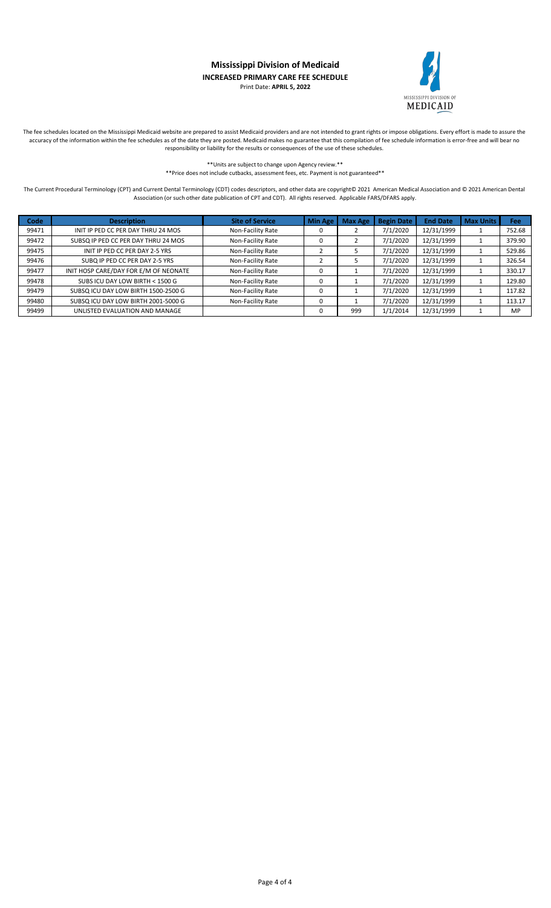# Mississippi Division of Medicaid

**INCREASED PRIMARY CARE FEE SCHEDULE**

Print Date: **APRIL 5, 2022**

MISSISSIPPI DIVISION OF MEDICAID

The fee schedules located on the Mississippi Medicaid website are prepared to assist Medicaid providers and are not intended to grant rights or impose obligations. Every effort is made to assure the accuracy of the information within the fee schedules as of the date they are posted. Medicaid makes no guarantee that this compilation of fee schedule information is error-free and will bear no responsibility or liability for the results or consequences of the use of these schedules.

**Units are subject to change upon Agency review.**

**Price does not include cutbacks, assessment fees, etc. Payment is not guaranteed**

The Current Procedural Terminology (CPT) and Current Dental Terminology (CDT) codes descriptors, and other data are copyright© 2021 American Medical Association and © 2021 American Dental Association (or such other date publication of CPT and CDT). All rights reserved. Applicable FARS/DFARS apply.

| Code | Description | Site of Service | Min Age | Max Age | Begin Date | End Date | Max Units | Fee |
|---|---|---|---|---|---|---|---|---|
| 99471 | INIT IP PED CC PER DAY THRU 24 MOS | Non-Facility Rate | 0 | 2 | 7/1/2020 | 12/31/1999 | 1 | 752.68 |
| 99472 | SUBSQ IP PED CC PER DAY THRU 24 MOS | Non-Facility Rate | 0 | 2 | 7/1/2020 | 12/31/1999 | 1 | 379.90 |
| 99475 | INIT IP PED CC PER DAY 2-5 YRS | Non-Facility Rate | 2 | 5 | 7/1/2020 | 12/31/1999 | 1 | 529.86 |
| 99476 | SUBQ IP PED CC PER DAY 2-5 YRS | Non-Facility Rate | 2 | 5 | 7/1/2020 | 12/31/1999 | 1 | 326.54 |
| 99477 | INIT HOSP CARE/DAY FOR E/M OF NEONATE | Non-Facility Rate | 0 | 1 | 7/1/2020 | 12/31/1999 | 1 | 330.17 |
| 99478 | SUBS ICU DAY LOW BIRTH < 1500 G | Non-Facility Rate | 0 | 1 | 7/1/2020 | 12/31/1999 | 1 | 129.80 |
| 99479 | SUBSQ ICU DAY LOW BIRTH 1500-2500 G | Non-Facility Rate | 0 | 1 | 7/1/2020 | 12/31/1999 | 1 | 117.82 |
| 99480 | SUBSQ ICU DAY LOW BIRTH 2001-5000 G | Non-Facility Rate | 0 | 1 | 7/1/2020 | 12/31/1999 | 1 | 113.17 |
| 99499 | UNLISTED EVALUATION AND MANAGE | | 0 | 999 | 1/1/2014 | 12/31/1999 | 1 | MP |